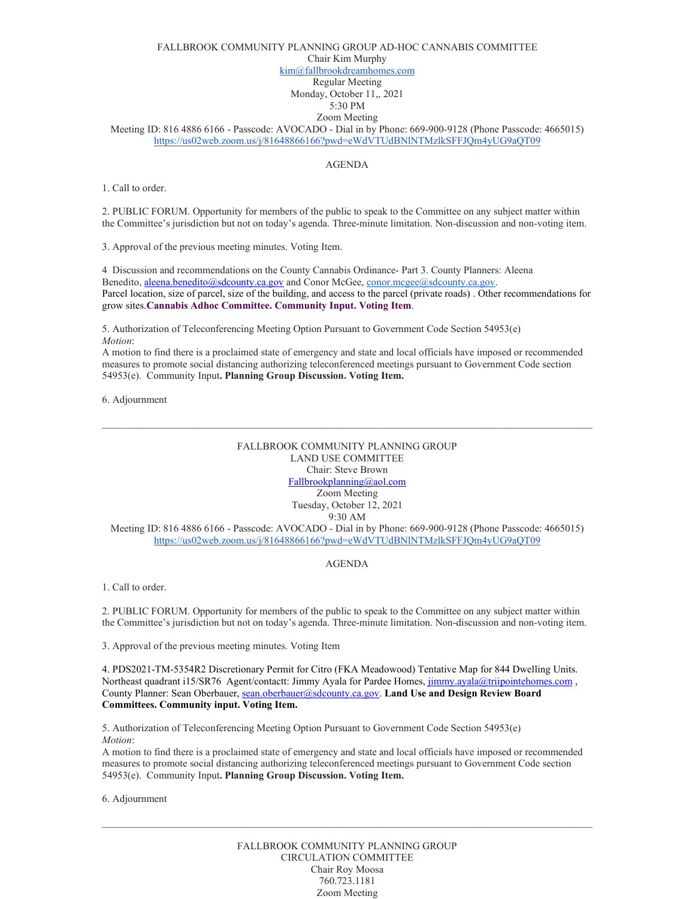FALLBROOK COMMUNITY PLANNING GROUP AD-HOC CANNABIS COMMITTEE
Chair Kim Murphy
kim@fallbrookdreamhomes.com
Regular Meeting
Monday, October 11,, 2021
5:30 PM
Zoom Meeting
Meeting ID: 816 4886 6166 - Passcode: AVOCADO - Dial in by Phone: 669-900-9128 (Phone Passcode: 4665015)
https://us02web.zoom.us/j/81648866166?pwd=eWdVTUdBNlNTMzlkSFFJQm4yUG9aQT09

AGENDA

1. Call to order.

2. PUBLIC FORUM. Opportunity for members of the public to speak to the Committee on any subject matter within the Committee's jurisdiction but not on today's agenda. Three-minute limitation. Non-discussion and non-voting item.

3. Approval of the previous meeting minutes. Voting Item.

4 Discussion and recommendations on the County Cannabis Ordinance- Part 3. County Planners: Aleena Benedito, aleena.benedito@sdcounty.ca.gov and Conor McGee, conor.mcgee@sdcounty.ca.gov.
Parcel location, size of parcel, size of the building, and access to the parcel (private roads) . Other recommendations for grow sites.**Cannabis Adhoc Committee. Community Input. Voting Item**.

5. Authorization of Teleconferencing Meeting Option Pursuant to Government Code Section 54953(e)
*Motion*:
A motion to find there is a proclaimed state of emergency and state and local officials have imposed or recommended measures to promote social distancing authorizing teleconferenced meetings pursuant to Government Code section 54953(e). Community Input**. Planning Group Discussion. Voting Item.**

6. Adjournment

---

FALLBROOK COMMUNITY PLANNING GROUP
LAND USE COMMITTEE
Chair: Steve Brown
Fallbrookplanning@aol.com
Zoom Meeting
Tuesday, October 12, 2021
9:30 AM
Meeting ID: 816 4886 6166 - Passcode: AVOCADO - Dial in by Phone: 669-900-9128 (Phone Passcode: 4665015)
https://us02web.zoom.us/j/81648866166?pwd=eWdVTUdBNlNTMzlkSFFJQm4yUG9aQT09

AGENDA

1. Call to order.

2. PUBLIC FORUM. Opportunity for members of the public to speak to the Committee on any subject matter within the Committee's jurisdiction but not on today's agenda. Three-minute limitation. Non-discussion and non-voting item.

3. Approval of the previous meeting minutes. Voting Item

4. PDS2021-TM-5354R2 Discretionary Permit for Citro (FKA Meadowood) Tentative Map for 844 Dwelling Units. Northeast quadrant i15/SR76 Agent/contactt: Jimmy Ayala for Pardee Homes, jimmy.ayala@triipointehomes.com , County Planner: Sean Oberbauer, sean.oberbauer@sdcounty.ca.gov. **Land Use and Design Review Board Committees. Community input. Voting Item.**

5. Authorization of Teleconferencing Meeting Option Pursuant to Government Code Section 54953(e)
*Motion*:
A motion to find there is a proclaimed state of emergency and state and local officials have imposed or recommended measures to promote social distancing authorizing teleconferenced meetings pursuant to Government Code section 54953(e). Community Input**. Planning Group Discussion. Voting Item.**

6. Adjournment

---

FALLBROOK COMMUNITY PLANNING GROUP
CIRCULATION COMMITTEE
Chair Roy Moosa
760.723.1181
Zoom Meeting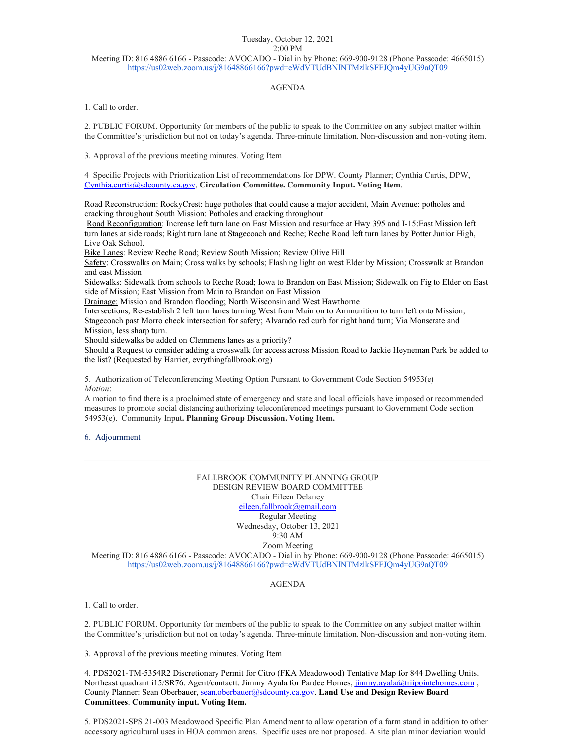Tuesday, October 12, 2021
2:00 PM
Meeting ID: 816 4886 6166 - Passcode: AVOCADO - Dial in by Phone: 669-900-9128 (Phone Passcode: 4665015)
https://us02web.zoom.us/j/81648866166?pwd=eWdVTUdBNlNTMzlkSFFJQm4yUG9aQT09

AGENDA

1. Call to order.

2. PUBLIC FORUM. Opportunity for members of the public to speak to the Committee on any subject matter within the Committee's jurisdiction but not on today's agenda. Three-minute limitation. Non-discussion and non-voting item.

3. Approval of the previous meeting minutes. Voting Item

4 Specific Projects with Prioritization List of recommendations for DPW. County Planner; Cynthia Curtis, DPW, Cynthia.curtis@sdcounty.ca.gov, **Circulation Committee. Community Input. Voting Item**.

Road Reconstruction: RockyCrest: huge potholes that could cause a major accident, Main Avenue: potholes and cracking throughout South Mission: Potholes and cracking throughout
Road Reconfiguration: Increase left turn lane on East Mission and resurface at Hwy 395 and I-15:East Mission left turn lanes at side roads; Right turn lane at Stagecoach and Reche; Reche Road left turn lanes by Potter Junior High, Live Oak School.
Bike Lanes: Review Reche Road; Review South Mission; Review Olive Hill
Safety: Crosswalks on Main; Cross walks by schools; Flashing light on west Elder by Mission; Crosswalk at Brandon and east Mission
Sidewalks: Sidewalk from schools to Reche Road; Iowa to Brandon on East Mission; Sidewalk on Fig to Elder on East side of Mission; East Mission from Main to Brandon on East Mission
Drainage: Mission and Brandon flooding; North Wisconsin and West Hawthorne
Intersections; Re-establish 2 left turn lanes turning West from Main on to Ammunition to turn left onto Mission; Stagecoach past Morro check intersection for safety; Alvarado red curb for right hand turn; Via Monserate and Mission, less sharp turn.
Should sidewalks be added on Clemmens lanes as a priority?
Should a Request to consider adding a crosswalk for access across Mission Road to Jackie Heyneman Park be added to the list? (Requested by Harriet, evrythingfallbrook.org)

5. Authorization of Teleconferencing Meeting Option Pursuant to Government Code Section 54953(e)
*Motion*:
A motion to find there is a proclaimed state of emergency and state and local officials have imposed or recommended measures to promote social distancing authorizing teleconferenced meetings pursuant to Government Code section 54953(e). Community Input**. Planning Group Discussion. Voting Item.**

6. Adjournment

---

FALLBROOK COMMUNITY PLANNING GROUP
DESIGN REVIEW BOARD COMMITTEE
Chair Eileen Delaney
eileen.fallbrook@gmail.com
Regular Meeting
Wednesday, October 13, 2021
9:30 AM
Zoom Meeting
Meeting ID: 816 4886 6166 - Passcode: AVOCADO - Dial in by Phone: 669-900-9128 (Phone Passcode: 4665015)
https://us02web.zoom.us/j/81648866166?pwd=eWdVTUdBNlNTMzlkSFFJQm4yUG9aQT09

AGENDA

1. Call to order.

2. PUBLIC FORUM. Opportunity for members of the public to speak to the Committee on any subject matter within the Committee's jurisdiction but not on today's agenda. Three-minute limitation. Non-discussion and non-voting item.

3. Approval of the previous meeting minutes. Voting Item

4. PDS2021-TM-5354R2 Discretionary Permit for Citro (FKA Meadowood) Tentative Map for 844 Dwelling Units. Northeast quadrant i15/SR76. Agent/contactt: Jimmy Ayala for Pardee Homes, jimmy.ayala@triipointehomes.com , County Planner: Sean Oberbauer, sean.oberbauer@sdcounty.ca.gov. **Land Use and Design Review Board Committees**. **Community input. Voting Item.**

5. PDS2021-SPS 21-003 Meadowood Specific Plan Amendment to allow operation of a farm stand in addition to other accessory agricultural uses in HOA common areas. Specific uses are not proposed. A site plan minor deviation would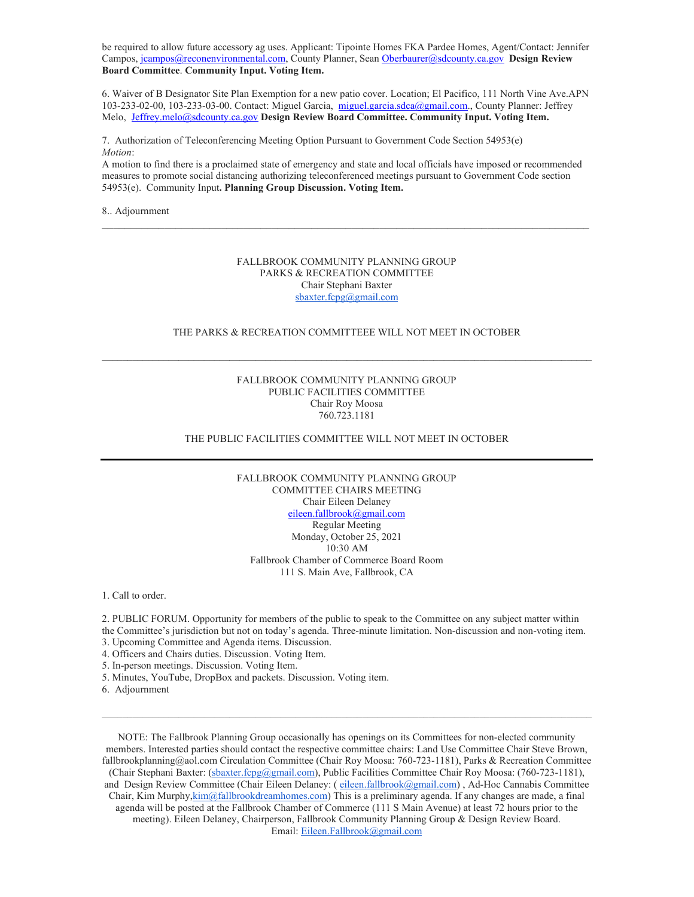be required to allow future accessory ag uses. Applicant: Tipointe Homes FKA Pardee Homes, Agent/Contact: Jennifer Campos, jcampos@reconenvironmental.com, County Planner, Sean Oberbaurer@sdcounty.ca.gov **Design Review Board Committee**. **Community Input. Voting Item.**

6. Waiver of B Designator Site Plan Exemption for a new patio cover. Location; El Pacifico, 111 North Vine Ave.APN 103-233-02-00, 103-233-03-00. Contact: Miguel Garcia, miguel.garcia.sdca@gmail.com., County Planner: Jeffrey Melo, Jeffrey.melo@sdcounty.ca.gov **Design Review Board Committee. Community Input. Voting Item.**

7. Authorization of Teleconferencing Meeting Option Pursuant to Government Code Section 54953(e)
*Motion*:
A motion to find there is a proclaimed state of emergency and state and local officials have imposed or recommended measures to promote social distancing authorizing teleconferenced meetings pursuant to Government Code section 54953(e). Community Input**. Planning Group Discussion. Voting Item.**

8.. Adjournment

---

FALLBROOK COMMUNITY PLANNING GROUP
PARKS & RECREATION COMMITTEE
Chair Stephani Baxter
sbaxter.fcpg@gmail.com

THE PARKS & RECREATION COMMITTEEE WILL NOT MEET IN OCTOBER

---

FALLBROOK COMMUNITY PLANNING GROUP
PUBLIC FACILITIES COMMITTEE
Chair Roy Moosa
760.723.1181

THE PUBLIC FACILITIES COMMITTEE WILL NOT MEET IN OCTOBER

---

FALLBROOK COMMUNITY PLANNING GROUP
COMMITTEE CHAIRS MEETING
Chair Eileen Delaney
eileen.fallbrook@gmail.com
Regular Meeting
Monday, October 25, 2021
10:30 AM
Fallbrook Chamber of Commerce Board Room
111 S. Main Ave, Fallbrook, CA

1. Call to order.

2. PUBLIC FORUM. Opportunity for members of the public to speak to the Committee on any subject matter within the Committee's jurisdiction but not on today's agenda. Three-minute limitation. Non-discussion and non-voting item.
3. Upcoming Committee and Agenda items. Discussion.
4. Officers and Chairs duties. Discussion. Voting Item.
5. In-person meetings. Discussion. Voting Item.
5. Minutes, YouTube, DropBox and packets. Discussion. Voting item.
6. Adjournment

---

NOTE: The Fallbrook Planning Group occasionally has openings on its Committees for non-elected community members. Interested parties should contact the respective committee chairs: Land Use Committee Chair Steve Brown, fallbrookplanning@aol.com Circulation Committee (Chair Roy Moosa: 760-723-1181), Parks & Recreation Committee (Chair Stephani Baxter: (sbaxter.fcpg@gmail.com), Public Facilities Committee Chair Roy Moosa: (760-723-1181), and Design Review Committee (Chair Eileen Delaney: ( eileen.fallbrook@gmail.com) , Ad-Hoc Cannabis Committee Chair, Kim Murphy,kim@fallbrookdreamhomes.com) This is a preliminary agenda. If any changes are made, a final agenda will be posted at the Fallbrook Chamber of Commerce (111 S Main Avenue) at least 72 hours prior to the meeting). Eileen Delaney, Chairperson, Fallbrook Community Planning Group & Design Review Board. Email: Eileen.Fallbrook@gmail.com